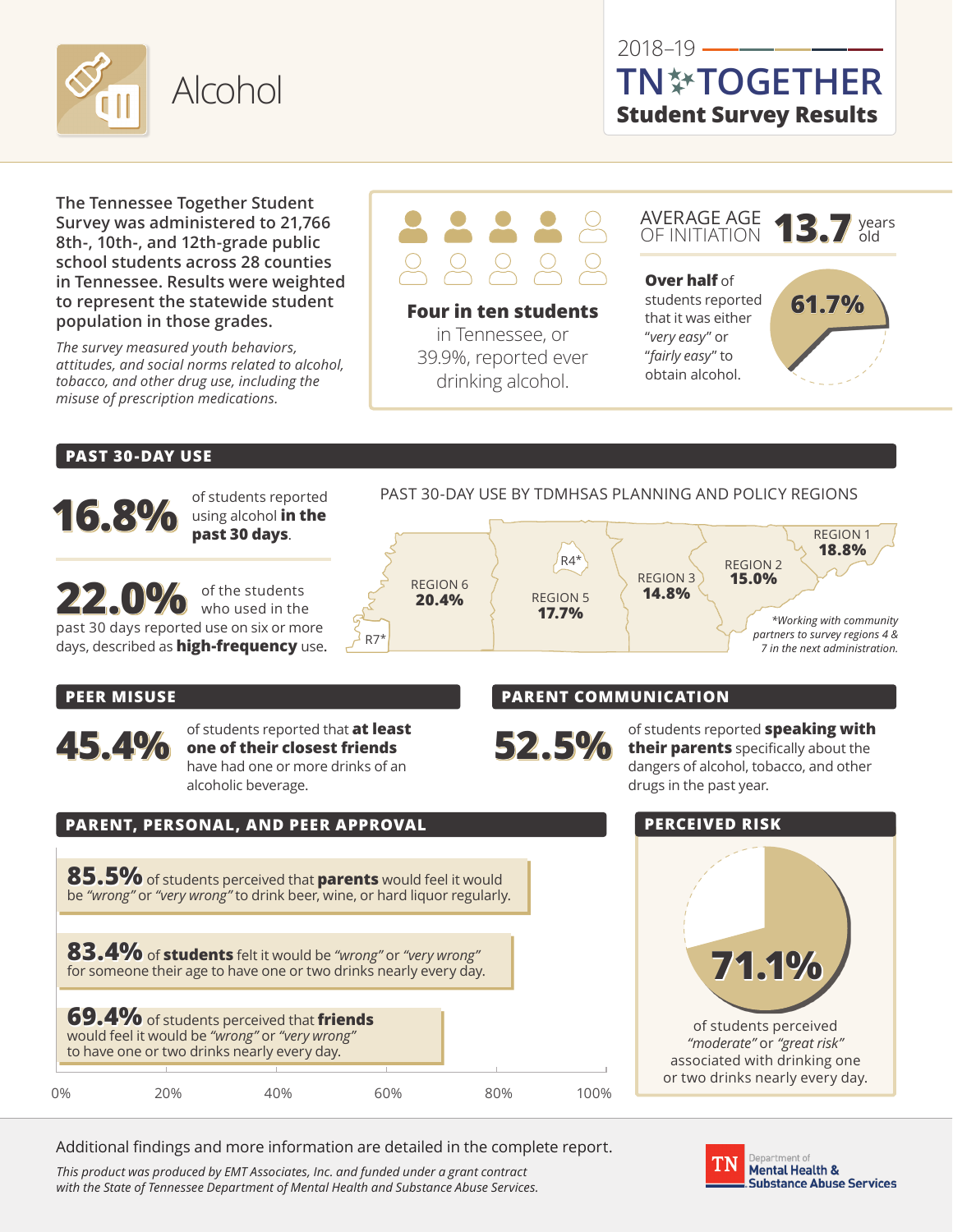# Alcohol

2018–19 TN TOGETHER **Student Survey Results**

**The Tennessee Together Student Survey was administered to 21,766 8th-, 10th-, and 12th-grade public school students across 28 counties in Tennessee. Results were weighted to represent the statewide student population in those grades.**

*The survey measured youth behaviors, attitudes, and social norms related to alcohol, tobacco, and other drug use, including the misuse of prescription medications.*

**Four in ten students** in Tennessee, or 39.9%, reported ever drinking alcohol.

AVERAGE AGE OF INITIATION **13.7** years old

**Over half** of students reported that it was either *"very easy"* or *"fairly easy"* to obtain alcohol. **61.7%**

## PAST 30-DAY USE

**16.8%** of students reported using alcohol **in the past 30 days**.

**22.0%** of the students who used in the past 30 days reported use on six or more days, described as **high-frequency** use.

PAST 30-DAY USE BY TDMHSAS PLANNING AND POLICY REGIONS

| Region | Past 30-Day Use |
|---|---|
| REGION 1 | **18.8%** |
| REGION 2 | **15.0%** |
| REGION 3 | **14.8%** |
| R4* | |
| REGION 5 | **17.7%** |
| REGION 6 | **20.4%** |
| R7* | |

*\*Working with community partners to survey regions 4 & 7 in the next administration.*

## PEER MISUSE

**45.4%** of students reported that **at least one of their closest friends** have had one or more drinks of an alcoholic beverage.

## PARENT COMMUNICATION

**52.5%** of students reported **speaking with their parents** specifically about the dangers of alcohol, tobacco, and other drugs in the past year.

## PARENT, PERSONAL, AND PEER APPROVAL

**85.5%** of students perceived that **parents** would feel it would be *"wrong"* or *"very wrong"* to drink beer, wine, or hard liquor regularly.

**83.4%** of **students** felt it would be *"wrong"* or *"very wrong"* for someone their age to have one or two drinks nearly every day.

**69.4%** of students perceived that **friends** would feel it would be *"wrong"* or *"very wrong"* to have one or two drinks nearly every day.

## PERCEIVED RISK

**71.1%** of students perceived *"moderate"* or *"great risk"* associated with drinking one or two drinks nearly every day.

Additional findings and more information are detailed in the complete report.

*This product was produced by EMT Associates, Inc. and funded under a grant contract with the State of Tennessee Department of Mental Health and Substance Abuse Services.*

TN Department of Mental Health & Substance Abuse Services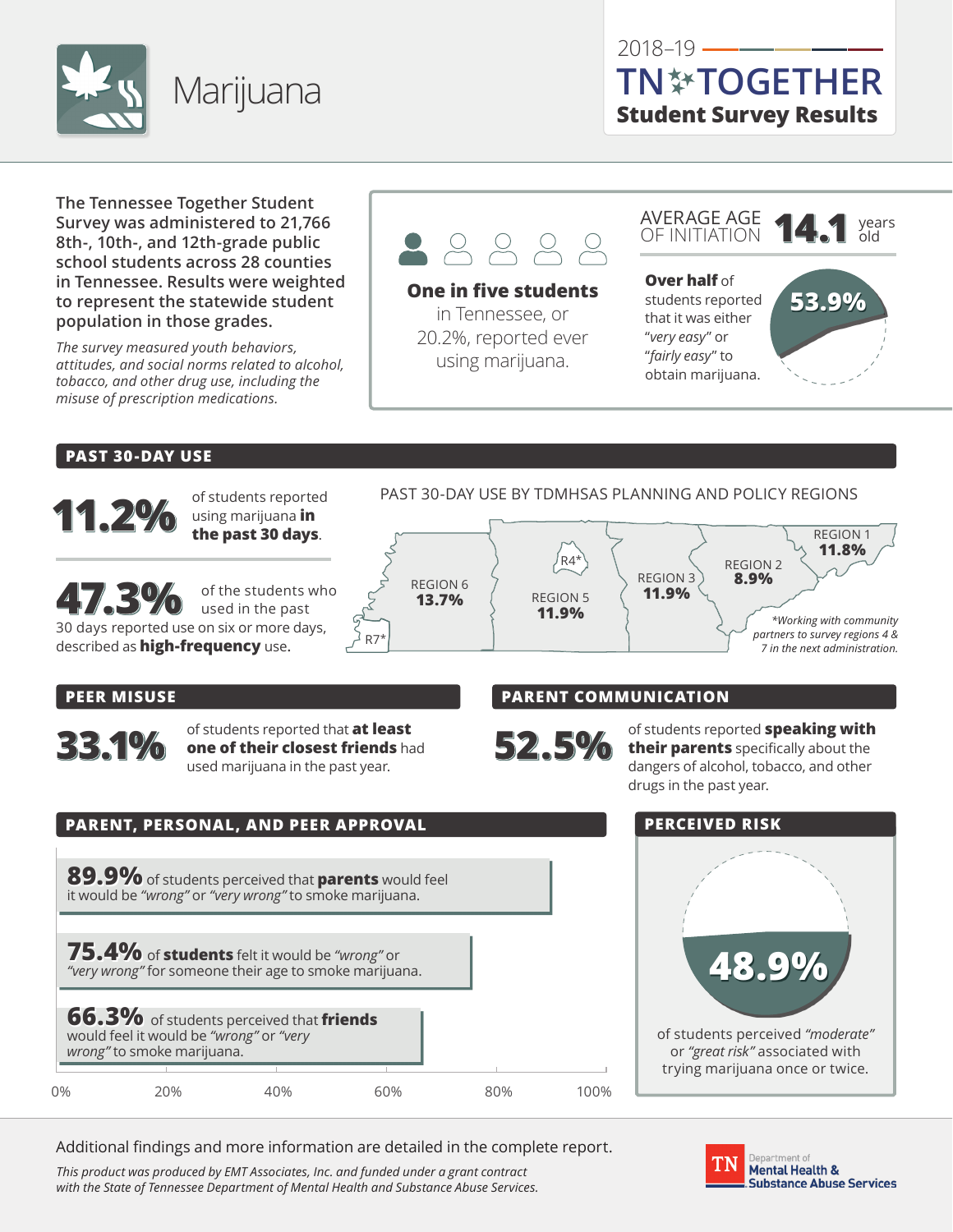# Marijuana

2018–19 TN TOGETHER **Student Survey Results**

**The Tennessee Together Student Survey was administered to 21,766 8th-, 10th-, and 12th-grade public school students across 28 counties in Tennessee. Results were weighted to represent the statewide student population in those grades.**

*The survey measured youth behaviors, attitudes, and social norms related to alcohol, tobacco, and other drug use, including the misuse of prescription medications.*

**One in five students** in Tennessee, or 20.2%, reported ever using marijuana.

AVERAGE AGE OF INITIATION **14.1** years old

**Over half** of students reported that it was either "*very easy*" or "*fairly easy*" to obtain marijuana. **53.9%**

## PAST 30-DAY USE

**11.2%** of students reported using marijuana **in the past 30 days**.

**47.3%** of the students who used in the past 30 days reported use on six or more days, described as **high-frequency** use.

PAST 30-DAY USE BY TDMHSAS PLANNING AND POLICY REGIONS

| Region | Past 30-day use |
|---|---|
| REGION 1 | **11.8%** |
| REGION 2 | **8.9%** |
| REGION 3 | **11.9%** |
| R4* | |
| REGION 5 | **11.9%** |
| REGION 6 | **13.7%** |
| R7* | |

*\*Working with community partners to survey regions 4 & 7 in the next administration.*

## PEER MISUSE

**33.1%** of students reported that **at least one of their closest friends** had used marijuana in the past year.

## PARENT COMMUNICATION

**52.5%** of students reported **speaking with their parents** specifically about the dangers of alcohol, tobacco, and other drugs in the past year.

## PARENT, PERSONAL, AND PEER APPROVAL

**89.9%** of students perceived that **parents** would feel it would be *"wrong"* or *"very wrong"* to smoke marijuana.

**75.4%** of **students** felt it would be *"wrong"* or *"very wrong"* for someone their age to smoke marijuana.

**66.3%** of students perceived that **friends** would feel it would be *"wrong"* or *"very wrong"* to smoke marijuana.

## PERCEIVED RISK

**48.9%** of students perceived *"moderate"* or *"great risk"* associated with trying marijuana once or twice.

Additional findings and more information are detailed in the complete report.

*This product was produced by EMT Associates, Inc. and funded under a grant contract with the State of Tennessee Department of Mental Health and Substance Abuse Services.*

TN Department of Mental Health & Substance Abuse Services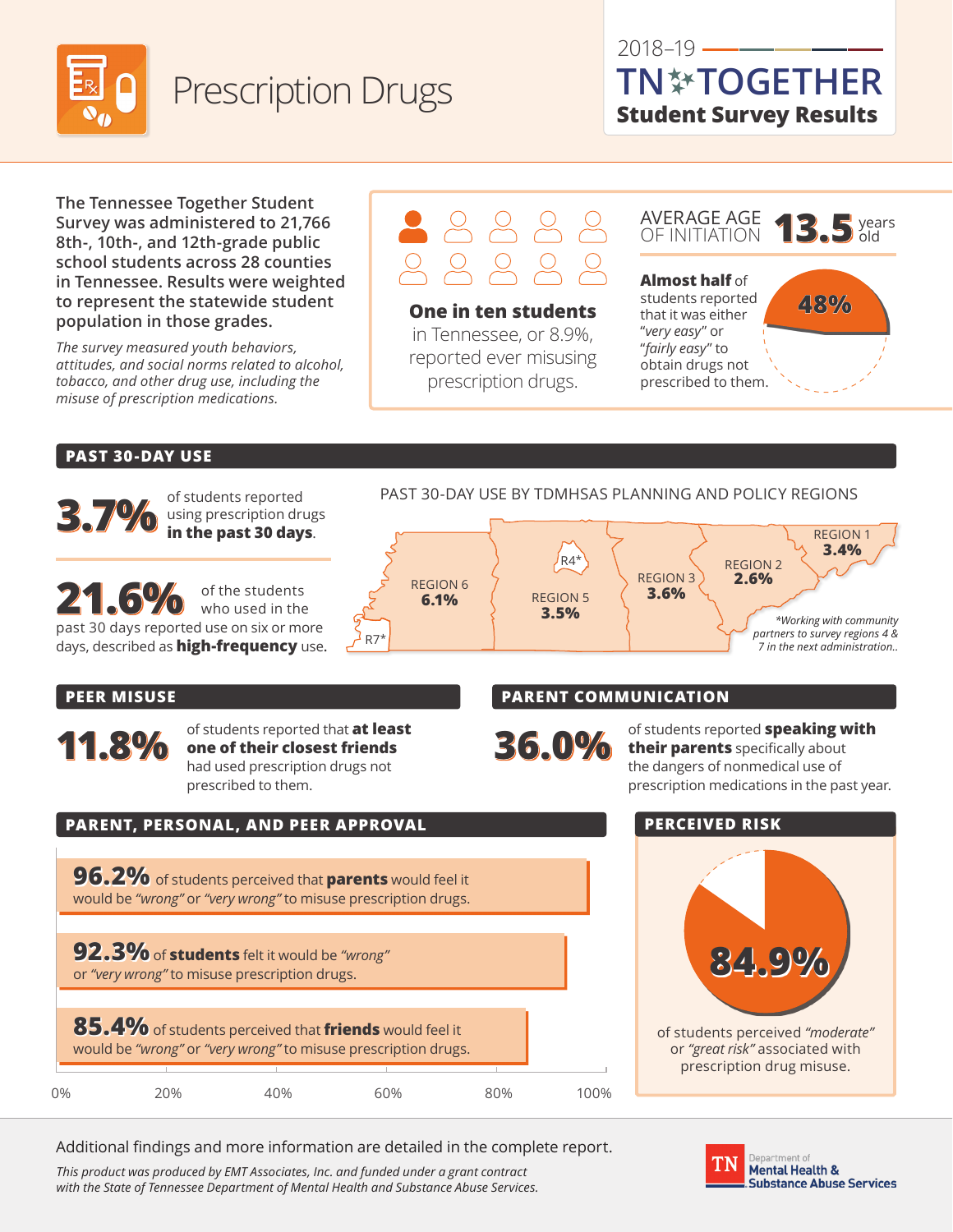# Prescription Drugs

2018–19 TN TOGETHER **Student Survey Results**

**The Tennessee Together Student Survey was administered to 21,766 8th-, 10th-, and 12th-grade public school students across 28 counties in Tennessee. Results were weighted to represent the statewide student population in those grades.**

*The survey measured youth behaviors, attitudes, and social norms related to alcohol, tobacco, and other drug use, including the misuse of prescription medications.*

**One in ten students** in Tennessee, or 8.9%, reported ever misusing prescription drugs.

AVERAGE AGE OF INITIATION **13.5** years old

**Almost half** of students reported that it was either *"very easy"* or *"fairly easy"* to obtain drugs not prescribed to them. **48%**

## PAST 30-DAY USE

**3.7%** of students reported using prescription drugs **in the past 30 days**.

**21.6%** of the students who used in the past 30 days reported use on six or more days, described as **high-frequency** use.

PAST 30-DAY USE BY TDMHSAS PLANNING AND POLICY REGIONS

| Region | Past 30-Day Use |
|---|---|
| REGION 1 | 3.4% |
| REGION 2 | 2.6% |
| REGION 3 | 3.6% |
| R4* | |
| REGION 5 | 3.5% |
| REGION 6 | 6.1% |
| R7* | |

*\*Working with community partners to survey regions 4 & 7 in the next administration..*

## PEER MISUSE

**11.8%** of students reported that **at least one of their closest friends** had used prescription drugs not prescribed to them.

## PARENT COMMUNICATION

**36.0%** of students reported **speaking with their parents** specifically about the dangers of nonmedical use of prescription medications in the past year.

## PARENT, PERSONAL, AND PEER APPROVAL

**96.2%** of students perceived that **parents** would feel it would be *"wrong"* or *"very wrong"* to misuse prescription drugs.

**92.3%** of **students** felt it would be *"wrong"* or *"very wrong"* to misuse prescription drugs.

**85.4%** of students perceived that **friends** would feel it would be *"wrong"* or *"very wrong"* to misuse prescription drugs.

## PERCEIVED RISK

**84.9%** of students perceived *"moderate"* or *"great risk"* associated with prescription drug misuse.

Additional findings and more information are detailed in the complete report.

*This product was produced by EMT Associates, Inc. and funded under a grant contract with the State of Tennessee Department of Mental Health and Substance Abuse Services.*

TN Department of Mental Health & Substance Abuse Services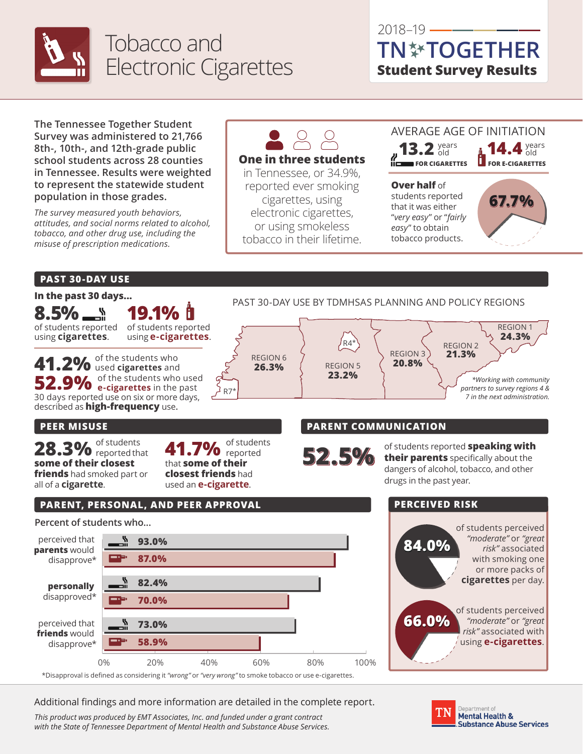# Tobacco and Electronic Cigarettes

2018–19 TN TOGETHER Student Survey Results

**The Tennessee Together Student Survey was administered to 21,766 8th-, 10th-, and 12th-grade public school students across 28 counties in Tennessee. Results were weighted to represent the statewide student population in those grades.**

*The survey measured youth behaviors, attitudes, and social norms related to alcohol, tobacco, and other drug use, including the misuse of prescription medications.*

**One in three students** in Tennessee, or 34.9%, reported ever smoking cigarettes, using electronic cigarettes, or using smokeless tobacco in their lifetime.

AVERAGE AGE OF INITIATION

**13.2** years old FOR CIGARETTES

**14.4** years old FOR E-CIGARETTES

**Over half** of students reported that it was either *"very easy"* or *"fairly easy"* to obtain tobacco products.

67.7%

## PAST 30-DAY USE

**In the past 30 days...**

**8.5%** of students reported using **cigarettes**.

**19.1%** of students reported using **e-cigarettes**.

**41.2%** of the students who used **cigarettes** and **52.9%** of the students who used **e-cigarettes** in the past 30 days reported use on six or more days, described as **high-frequency** use.

PAST 30-DAY USE BY TDMHSAS PLANNING AND POLICY REGIONS

REGION 1
**24.3%**

REGION 2
**21.3%**

REGION 3
**20.8%**

R4*

REGION 5
**23.2%**

REGION 6
**26.3%**

R7*

*Working with community partners to survey regions 4 & 7 in the next administration.

## PEER MISUSE

**28.3%** of students reported that **some of their closest friends** had smoked part or all of a **cigarette**.

**41.7%** of students reported that **some of their closest friends** had used an **e-cigarette**.

## PARENT COMMUNICATION

**52.5%** of students reported **speaking with their parents** specifically about the dangers of alcohol, tobacco, and other drugs in the past year.

## PARENT, PERSONAL, AND PEER APPROVAL

Percent of students who...

perceived that **parents** would disapprove*
93.0%
87.0%

**personally** disapproved*
82.4%
70.0%

perceived that **friends** would disapprove*
73.0%
58.9%

0% 20% 40% 60% 80% 100%

*Disapproval is defined as considering it *"wrong"* or *"very wrong"* to smoke tobacco or use e-cigarettes.

## PERCEIVED RISK

**84.0%** of students perceived *"moderate"* or *"great risk"* associated with smoking one or more packs of **cigarettes** per day.

**66.0%** of students perceived *"moderate"* or *"great risk"* associated with using **e-cigarettes**.

Additional findings and more information are detailed in the complete report.

*This product was produced by EMT Associates, Inc. and funded under a grant contract with the State of Tennessee Department of Mental Health and Substance Abuse Services.*

TN Department of Mental Health & Substance Abuse Services